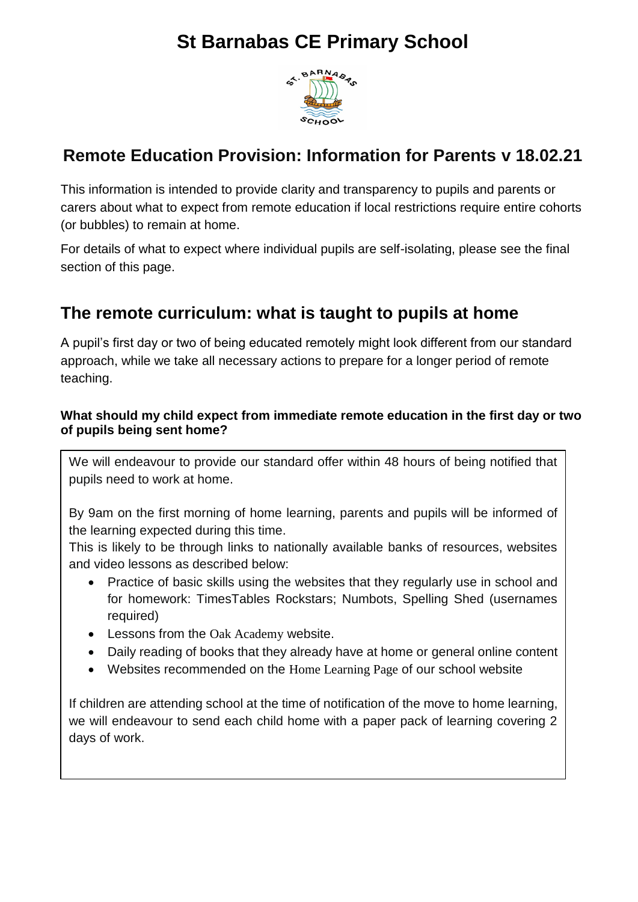# St Barnabas CE Primary School

## Remote Education Provision: Information for Parents v 18.02.21

This information is intended to provide clarity and transparency to pupils and parents or carers about what to expect from remote education if local restrictions require entire cohorts (or bubbles) to remain at home.

For details of what to expect where individual pupils are self-isolating, please see the final section of this page.

## The remote curriculum: what is taught to pupils at home

A pupil's first day or two of being educated remotely might look different from our standard approach, while we take all necessary actions to prepare for a longer period of remote teaching.

**What should my child expect from immediate remote education in the first day or two of pupils being sent home?**

We will endeavour to provide our standard offer within 48 hours of being notified that pupils need to work at home.

By 9am on the first morning of home learning, parents and pupils will be informed of the learning expected during this time.

This is likely to be through links to nationally available banks of resources, websites and video lessons as described below:

- Practice of basic skills using the websites that they regularly use in school and for homework: TimesTables Rockstars; Numbots, Spelling Shed (usernames required)
- Lessons from the Oak Academy website.
- Daily reading of books that they already have at home or general online content
- Websites recommended on the Home Learning Page of our school website

If children are attending school at the time of notification of the move to home learning, we will endeavour to send each child home with a paper pack of learning covering 2 days of work.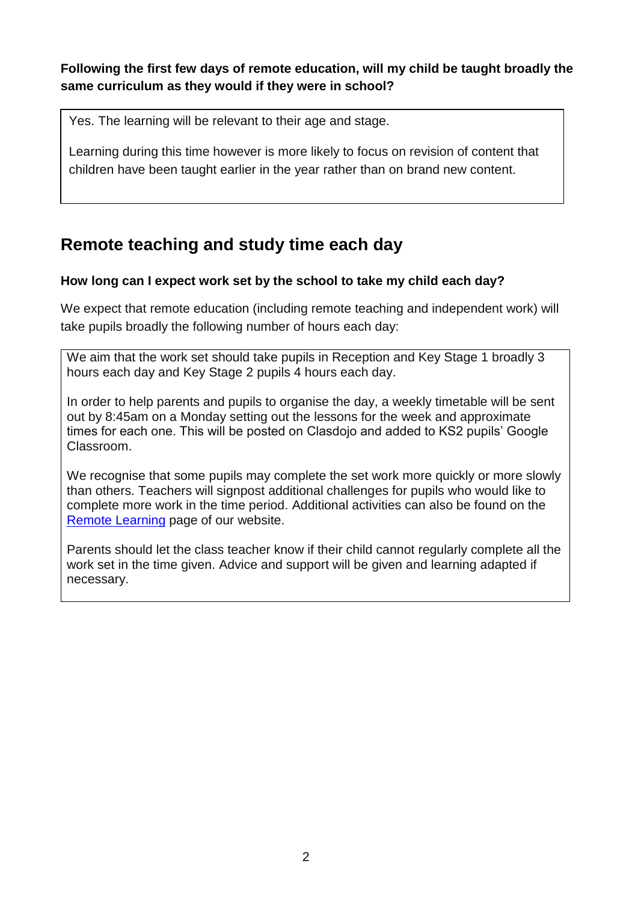**Following the first few days of remote education, will my child be taught broadly the same curriculum as they would if they were in school?**

Yes. The learning will be relevant to their age and stage.

Learning during this time however is more likely to focus on revision of content that children have been taught earlier in the year rather than on brand new content.

## Remote teaching and study time each day

**How long can I expect work set by the school to take my child each day?**

We expect that remote education (including remote teaching and independent work) will take pupils broadly the following number of hours each day:

We aim that the work set should take pupils in Reception and Key Stage 1 broadly 3 hours each day and Key Stage 2 pupils 4 hours each day.

In order to help parents and pupils to organise the day, a weekly timetable will be sent out by 8:45am on a Monday setting out the lessons for the week and approximate times for each one. This will be posted on Clasdojo and added to KS2 pupils' Google Classroom.

We recognise that some pupils may complete the set work more quickly or more slowly than others. Teachers will signpost additional challenges for pupils who would like to complete more work in the time period. Additional activities can also be found on the Remote Learning page of our website.

Parents should let the class teacher know if their child cannot regularly complete all the work set in the time given. Advice and support will be given and learning adapted if necessary.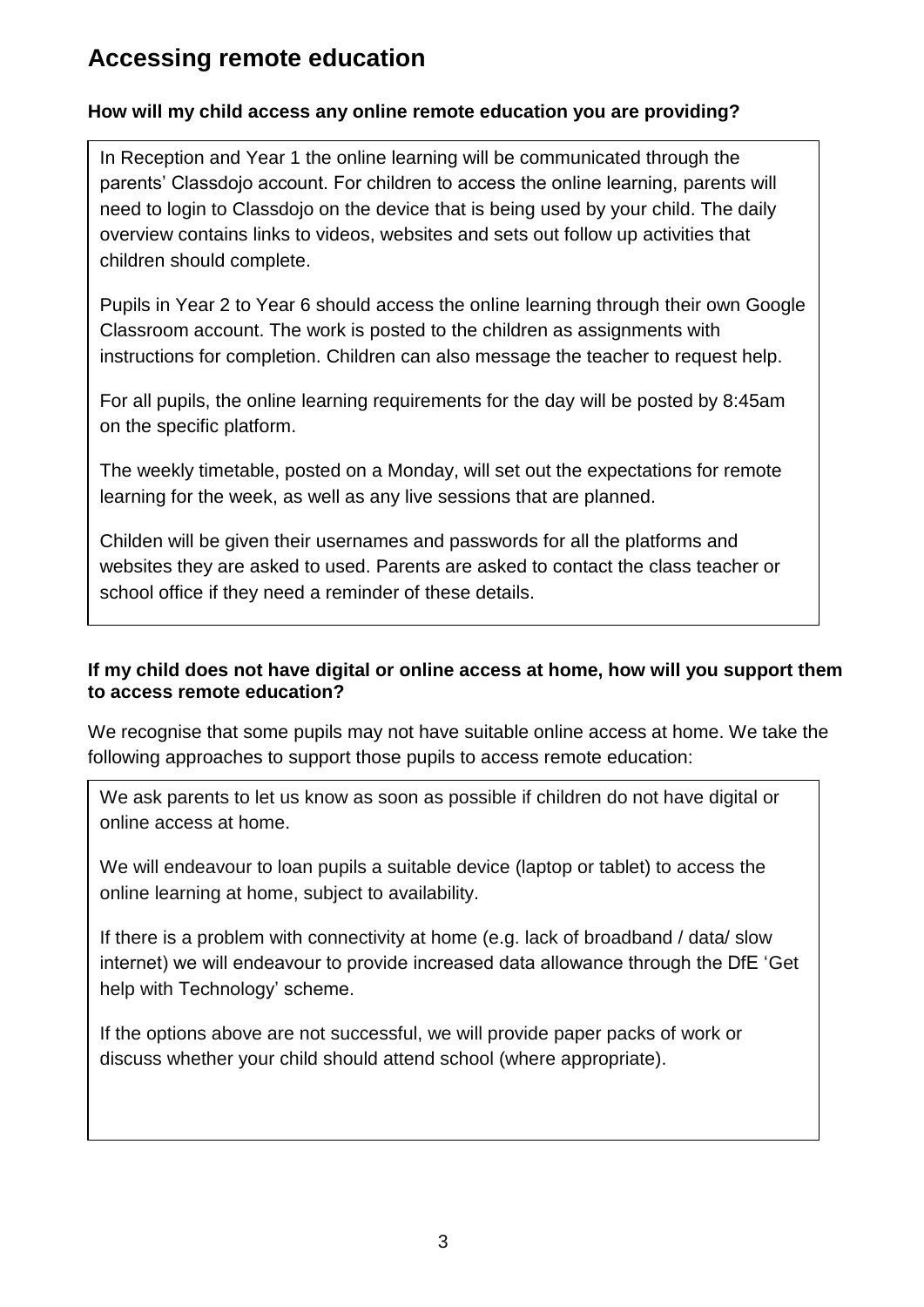## Accessing remote education

### How will my child access any online remote education you are providing?

In Reception and Year 1 the online learning will be communicated through the parents' Classdojo account. For children to access the online learning, parents will need to login to Classdojo on the device that is being used by your child. The daily overview contains links to videos, websites and sets out follow up activities that children should complete.

Pupils in Year 2 to Year 6 should access the online learning through their own Google Classroom account. The work is posted to the children as assignments with instructions for completion. Children can also message the teacher to request help.

For all pupils, the online learning requirements for the day will be posted by 8:45am on the specific platform.

The weekly timetable, posted on a Monday, will set out the expectations for remote learning for the week, as well as any live sessions that are planned.

Childen will be given their usernames and passwords for all the platforms and websites they are asked to used. Parents are asked to contact the class teacher or school office if they need a reminder of these details.

### If my child does not have digital or online access at home, how will you support them to access remote education?

We recognise that some pupils may not have suitable online access at home. We take the following approaches to support those pupils to access remote education:

We ask parents to let us know as soon as possible if children do not have digital or online access at home.

We will endeavour to loan pupils a suitable device (laptop or tablet) to access the online learning at home, subject to availability.

If there is a problem with connectivity at home (e.g. lack of broadband / data/ slow internet) we will endeavour to provide increased data allowance through the DfE 'Get help with Technology' scheme.

If the options above are not successful, we will provide paper packs of work or discuss whether your child should attend school (where appropriate).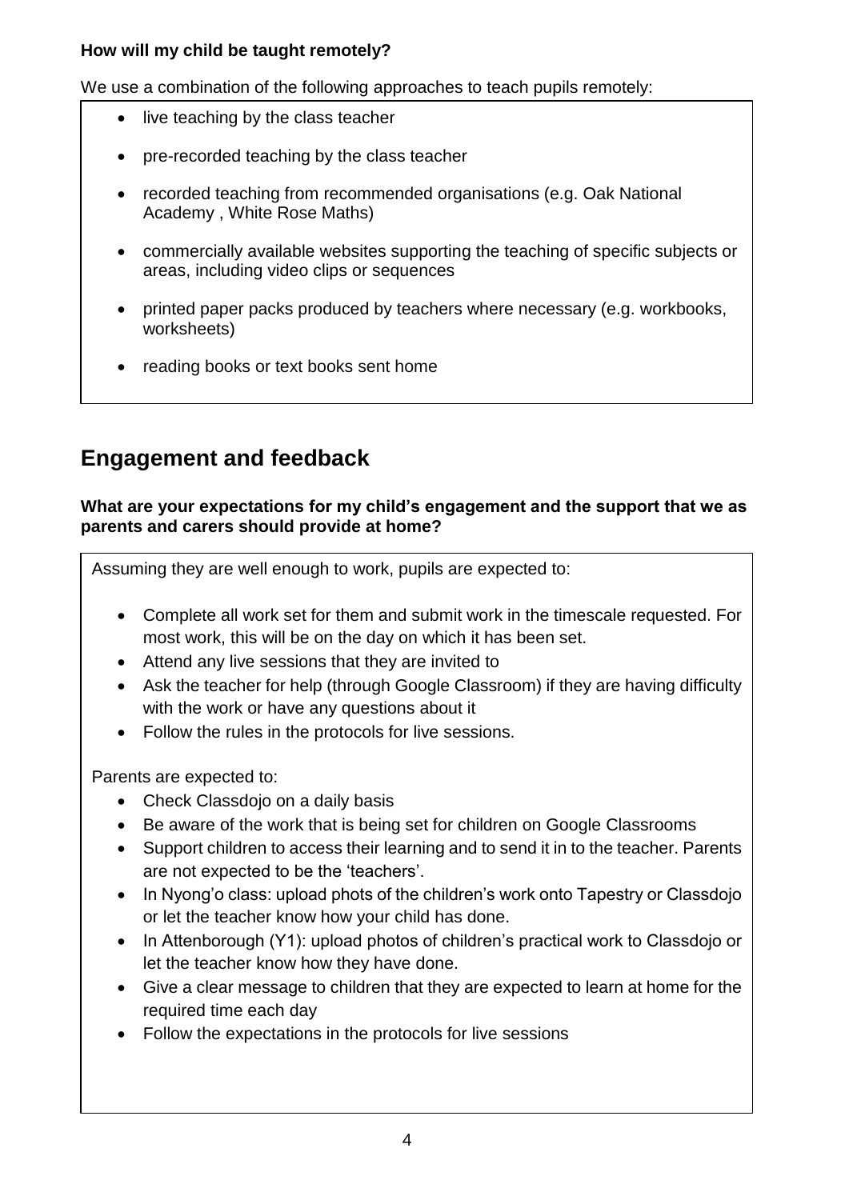**How will my child be taught remotely?**

We use a combination of the following approaches to teach pupils remotely:

- live teaching by the class teacher
- pre-recorded teaching by the class teacher
- recorded teaching from recommended organisations (e.g. Oak National Academy , White Rose Maths)
- commercially available websites supporting the teaching of specific subjects or areas, including video clips or sequences
- printed paper packs produced by teachers where necessary (e.g. workbooks, worksheets)
- reading books or text books sent home

## Engagement and feedback

**What are your expectations for my child's engagement and the support that we as parents and carers should provide at home?**

Assuming they are well enough to work, pupils are expected to:

- Complete all work set for them and submit work in the timescale requested. For most work, this will be on the day on which it has been set.
- Attend any live sessions that they are invited to
- Ask the teacher for help (through Google Classroom) if they are having difficulty with the work or have any questions about it
- Follow the rules in the protocols for live sessions.

Parents are expected to:

- Check Classdojo on a daily basis
- Be aware of the work that is being set for children on Google Classrooms
- Support children to access their learning and to send it in to the teacher. Parents are not expected to be the 'teachers'.
- In Nyong'o class: upload phots of the children's work onto Tapestry or Classdojo or let the teacher know how your child has done.
- In Attenborough (Y1): upload photos of children's practical work to Classdojo or let the teacher know how they have done.
- Give a clear message to children that they are expected to learn at home for the required time each day
- Follow the expectations in the protocols for live sessions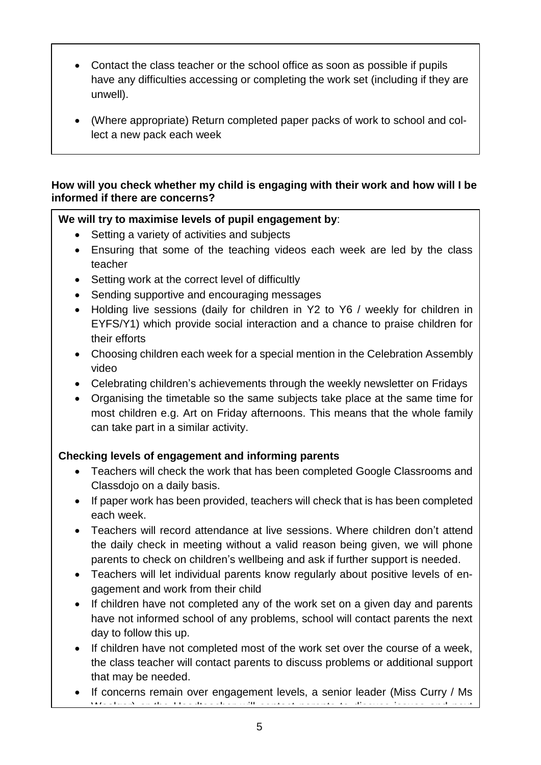- Contact the class teacher or the school office as soon as possible if pupils have any difficulties accessing or completing the work set (including if they are unwell).
- (Where appropriate) Return completed paper packs of work to school and collect a new pack each week

**How will you check whether my child is engaging with their work and how will I be informed if there are concerns?**

**We will try to maximise levels of pupil engagement by**:

- Setting a variety of activities and subjects
- Ensuring that some of the teaching videos each week are led by the class teacher
- Setting work at the correct level of difficultly
- Sending supportive and encouraging messages
- Holding live sessions (daily for children in Y2 to Y6 / weekly for children in EYFS/Y1) which provide social interaction and a chance to praise children for their efforts
- Choosing children each week for a special mention in the Celebration Assembly video
- Celebrating children's achievements through the weekly newsletter on Fridays
- Organising the timetable so the same subjects take place at the same time for most children e.g. Art on Friday afternoons. This means that the whole family can take part in a similar activity.

**Checking levels of engagement and informing parents**

- Teachers will check the work that has been completed Google Classrooms and Classdojo on a daily basis.
- If paper work has been provided, teachers will check that is has been completed each week.
- Teachers will record attendance at live sessions. Where children don't attend the daily check in meeting without a valid reason being given, we will phone parents to check on children's wellbeing and ask if further support is needed.
- Teachers will let individual parents know regularly about positive levels of engagement and work from their child
- If children have not completed any of the work set on a given day and parents have not informed school of any problems, school will contact parents the next day to follow this up.
- If children have not completed most of the work set over the course of a week, the class teacher will contact parents to discuss problems or additional support that may be needed.
- If concerns remain over engagement levels, a senior leader (Miss Curry / Ms Woolger) or the Headteacher will contact parents to discuss issues and next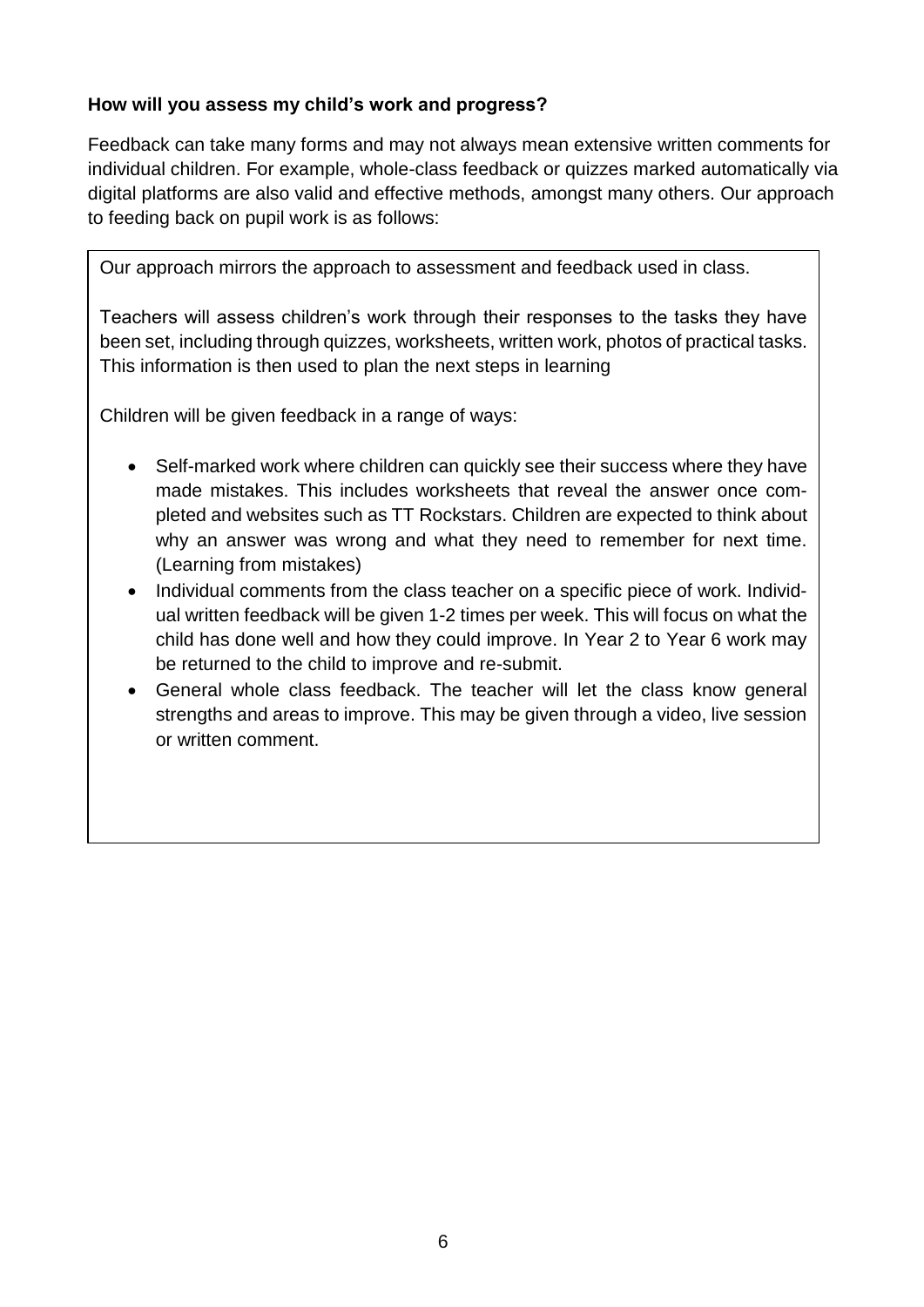**How will you assess my child's work and progress?**

Feedback can take many forms and may not always mean extensive written comments for individual children. For example, whole-class feedback or quizzes marked automatically via digital platforms are also valid and effective methods, amongst many others. Our approach to feeding back on pupil work is as follows:

Our approach mirrors the approach to assessment and feedback used in class.

Teachers will assess children's work through their responses to the tasks they have been set, including through quizzes, worksheets, written work, photos of practical tasks. This information is then used to plan the next steps in learning

Children will be given feedback in a range of ways:

- Self-marked work where children can quickly see their success where they have made mistakes. This includes worksheets that reveal the answer once completed and websites such as TT Rockstars. Children are expected to think about why an answer was wrong and what they need to remember for next time. (Learning from mistakes)
- Individual comments from the class teacher on a specific piece of work. Individual written feedback will be given 1-2 times per week. This will focus on what the child has done well and how they could improve. In Year 2 to Year 6 work may be returned to the child to improve and re-submit.
- General whole class feedback. The teacher will let the class know general strengths and areas to improve. This may be given through a video, live session or written comment.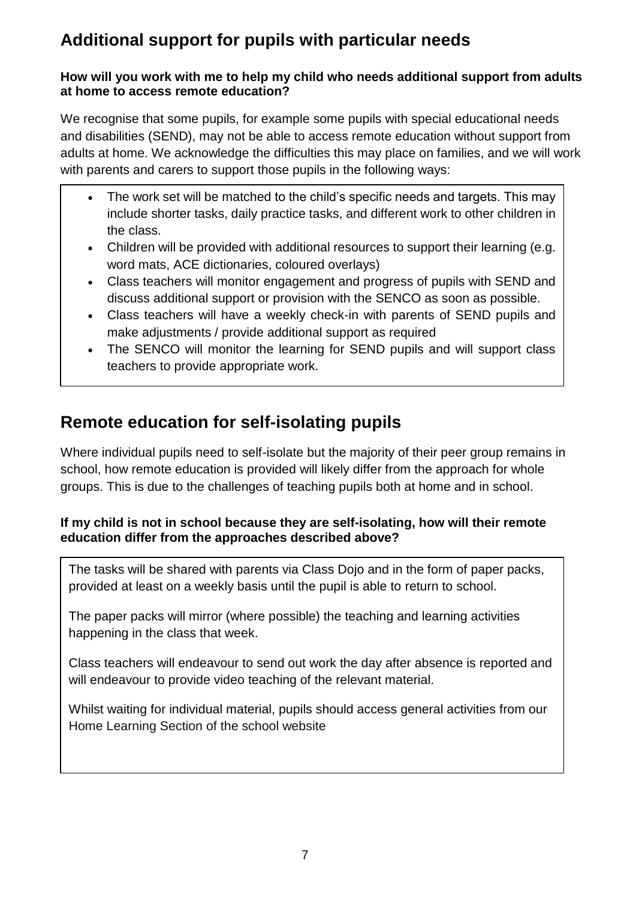## Additional support for pupils with particular needs

**How will you work with me to help my child who needs additional support from adults at home to access remote education?**

We recognise that some pupils, for example some pupils with special educational needs and disabilities (SEND), may not be able to access remote education without support from adults at home. We acknowledge the difficulties this may place on families, and we will work with parents and carers to support those pupils in the following ways:

- The work set will be matched to the child's specific needs and targets. This may include shorter tasks, daily practice tasks, and different work to other children in the class.
- Children will be provided with additional resources to support their learning (e.g. word mats, ACE dictionaries, coloured overlays)
- Class teachers will monitor engagement and progress of pupils with SEND and discuss additional support or provision with the SENCO as soon as possible.
- Class teachers will have a weekly check-in with parents of SEND pupils and make adjustments / provide additional support as required
- The SENCO will monitor the learning for SEND pupils and will support class teachers to provide appropriate work.

## Remote education for self-isolating pupils

Where individual pupils need to self-isolate but the majority of their peer group remains in school, how remote education is provided will likely differ from the approach for whole groups. This is due to the challenges of teaching pupils both at home and in school.

**If my child is not in school because they are self-isolating, how will their remote education differ from the approaches described above?**

The tasks will be shared with parents via Class Dojo and in the form of paper packs, provided at least on a weekly basis until the pupil is able to return to school.

The paper packs will mirror (where possible) the teaching and learning activities happening in the class that week.

Class teachers will endeavour to send out work the day after absence is reported and will endeavour to provide video teaching of the relevant material.

Whilst waiting for individual material, pupils should access general activities from our Home Learning Section of the school website